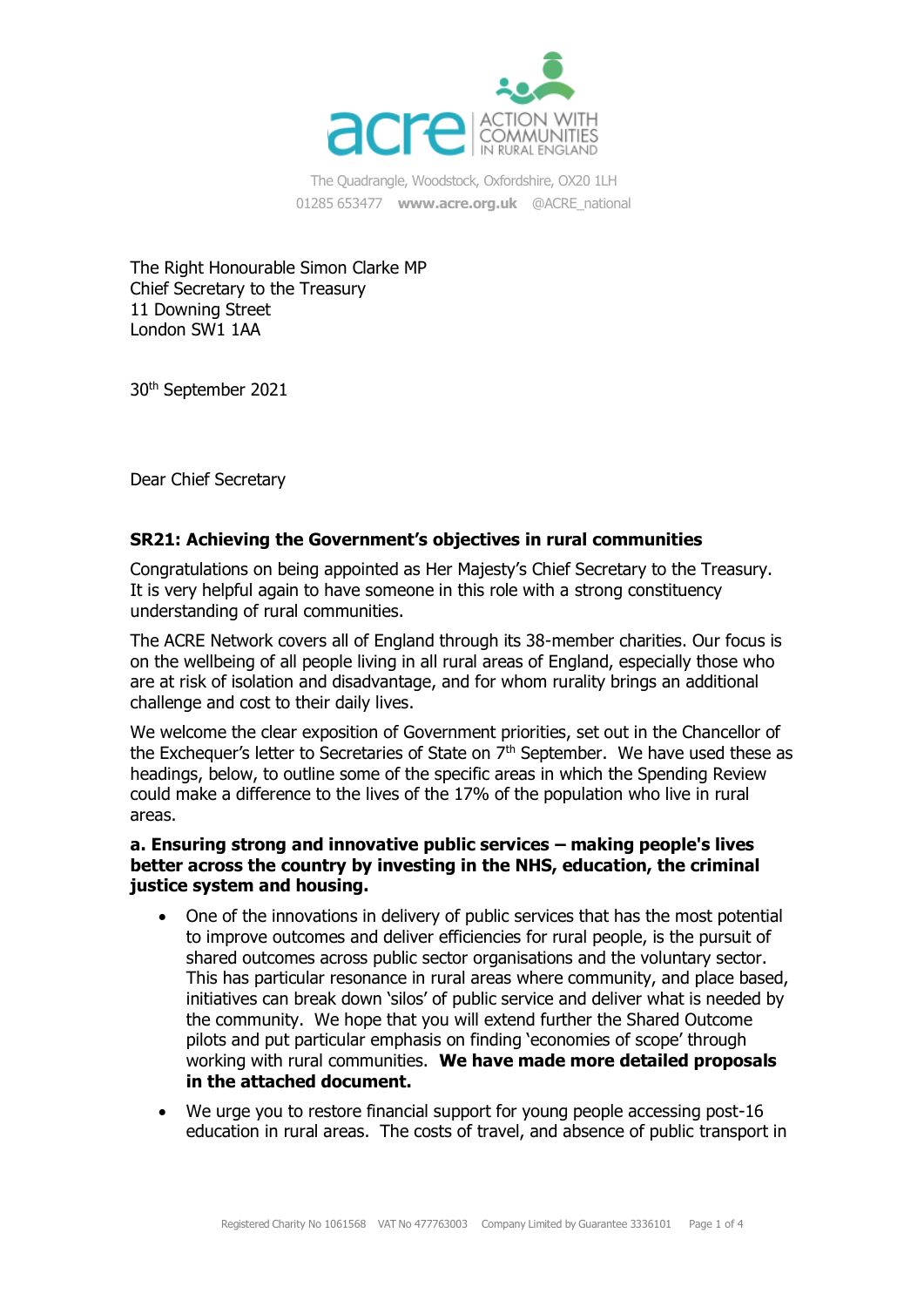acre | ACTION WITH COMMUNITIES IN RURAL ENGLAND

The Quadrangle, Woodstock, Oxfordshire, OX20 1LH
01285 653477 **www.acre.org.uk** @ACRE_national

The Right Honourable Simon Clarke MP
Chief Secretary to the Treasury
11 Downing Street
London SW1 1AA

30th September 2021

Dear Chief Secretary

**SR21: Achieving the Government's objectives in rural communities**

Congratulations on being appointed as Her Majesty's Chief Secretary to the Treasury. It is very helpful again to have someone in this role with a strong constituency understanding of rural communities.

The ACRE Network covers all of England through its 38-member charities. Our focus is on the wellbeing of all people living in all rural areas of England, especially those who are at risk of isolation and disadvantage, and for whom rurality brings an additional challenge and cost to their daily lives.

We welcome the clear exposition of Government priorities, set out in the Chancellor of the Exchequer's letter to Secretaries of State on 7th September. We have used these as headings, below, to outline some of the specific areas in which the Spending Review could make a difference to the lives of the 17% of the population who live in rural areas.

**a. Ensuring strong and innovative public services – making people's lives better across the country by investing in the NHS, education, the criminal justice system and housing.**

- One of the innovations in delivery of public services that has the most potential to improve outcomes and deliver efficiencies for rural people, is the pursuit of shared outcomes across public sector organisations and the voluntary sector. This has particular resonance in rural areas where community, and place based, initiatives can break down 'silos' of public service and deliver what is needed by the community. We hope that you will extend further the Shared Outcome pilots and put particular emphasis on finding 'economies of scope' through working with rural communities. **We have made more detailed proposals in the attached document.**
- We urge you to restore financial support for young people accessing post-16 education in rural areas. The costs of travel, and absence of public transport in

Registered Charity No 1061568 VAT No 477763003 Company Limited by Guarantee 3336101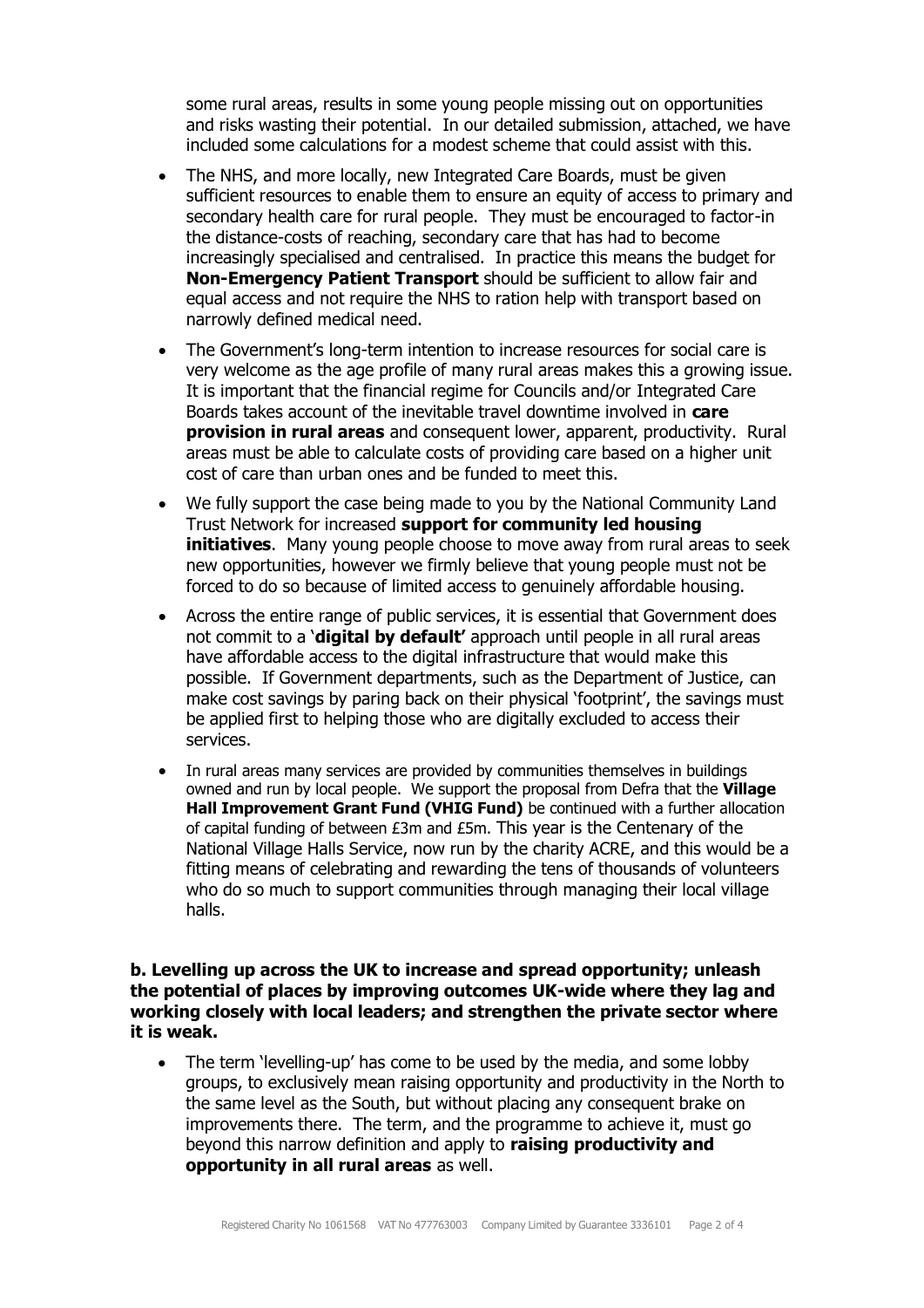some rural areas, results in some young people missing out on opportunities and risks wasting their potential. In our detailed submission, attached, we have included some calculations for a modest scheme that could assist with this.

- The NHS, and more locally, new Integrated Care Boards, must be given sufficient resources to enable them to ensure an equity of access to primary and secondary health care for rural people. They must be encouraged to factor-in the distance-costs of reaching, secondary care that has had to become increasingly specialised and centralised. In practice this means the budget for **Non-Emergency Patient Transport** should be sufficient to allow fair and equal access and not require the NHS to ration help with transport based on narrowly defined medical need.
- The Government's long-term intention to increase resources for social care is very welcome as the age profile of many rural areas makes this a growing issue. It is important that the financial regime for Councils and/or Integrated Care Boards takes account of the inevitable travel downtime involved in **care provision in rural areas** and consequent lower, apparent, productivity. Rural areas must be able to calculate costs of providing care based on a higher unit cost of care than urban ones and be funded to meet this.
- We fully support the case being made to you by the National Community Land Trust Network for increased **support for community led housing initiatives**. Many young people choose to move away from rural areas to seek new opportunities, however we firmly believe that young people must not be forced to do so because of limited access to genuinely affordable housing.
- Across the entire range of public services, it is essential that Government does not commit to a '**digital by default**' approach until people in all rural areas have affordable access to the digital infrastructure that would make this possible. If Government departments, such as the Department of Justice, can make cost savings by paring back on their physical 'footprint', the savings must be applied first to helping those who are digitally excluded to access their services.
- In rural areas many services are provided by communities themselves in buildings owned and run by local people. We support the proposal from Defra that the **Village Hall Improvement Grant Fund (VHIG Fund)** be continued with a further allocation of capital funding of between £3m and £5m. This year is the Centenary of the National Village Halls Service, now run by the charity ACRE, and this would be a fitting means of celebrating and rewarding the tens of thousands of volunteers who do so much to support communities through managing their local village halls.

**b. Levelling up across the UK to increase and spread opportunity; unleash the potential of places by improving outcomes UK-wide where they lag and working closely with local leaders; and strengthen the private sector where it is weak.**

- The term 'levelling-up' has come to be used by the media, and some lobby groups, to exclusively mean raising opportunity and productivity in the North to the same level as the South, but without placing any consequent brake on improvements there. The term, and the programme to achieve it, must go beyond this narrow definition and apply to **raising productivity and opportunity in all rural areas** as well.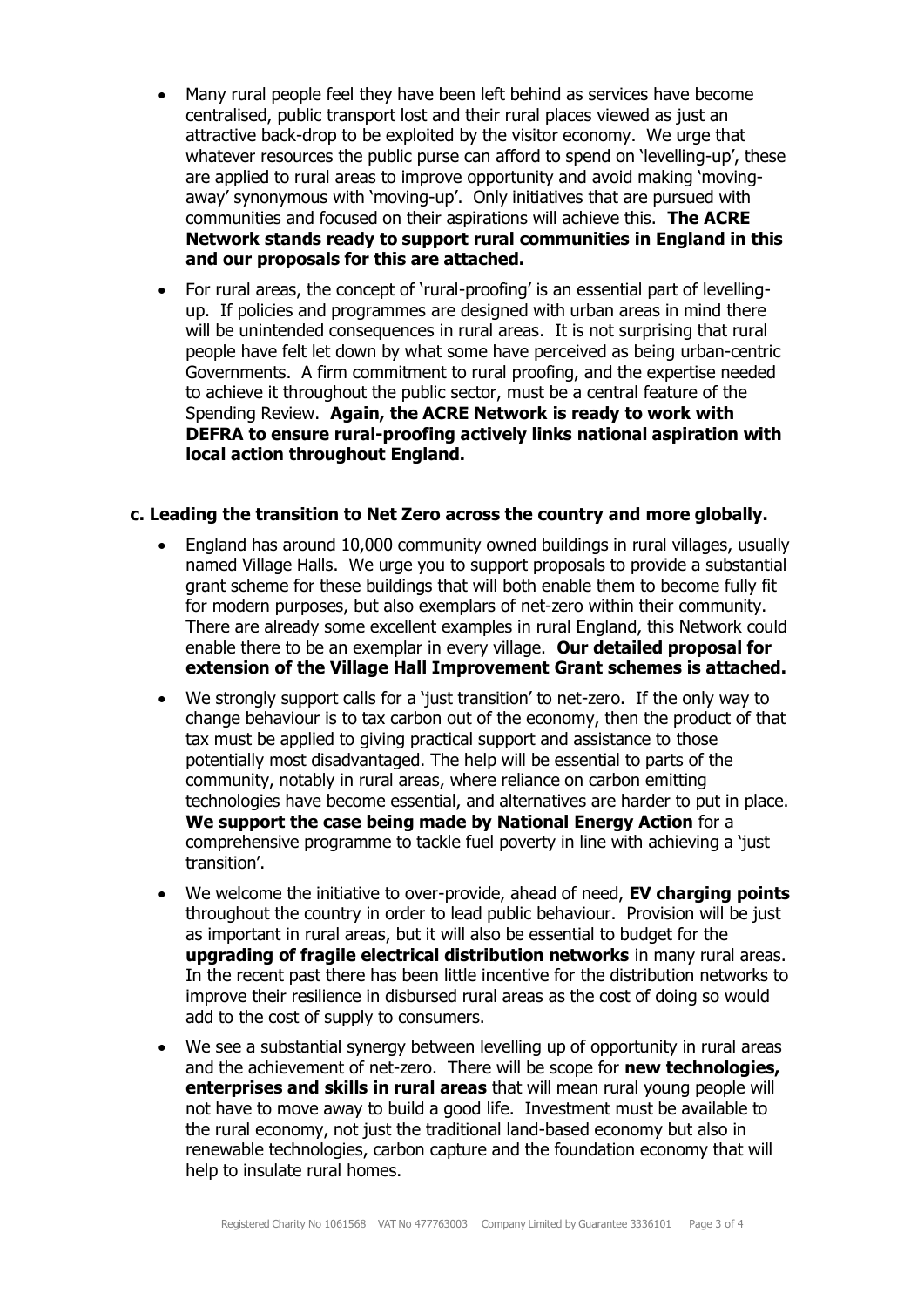- Many rural people feel they have been left behind as services have become centralised, public transport lost and their rural places viewed as just an attractive back-drop to be exploited by the visitor economy. We urge that whatever resources the public purse can afford to spend on 'levelling-up', these are applied to rural areas to improve opportunity and avoid making 'moving-away' synonymous with 'moving-up'. Only initiatives that are pursued with communities and focused on their aspirations will achieve this. **The ACRE Network stands ready to support rural communities in England in this and our proposals for this are attached.**
- For rural areas, the concept of 'rural-proofing' is an essential part of levelling-up. If policies and programmes are designed with urban areas in mind there will be unintended consequences in rural areas. It is not surprising that rural people have felt let down by what some have perceived as being urban-centric Governments. A firm commitment to rural proofing, and the expertise needed to achieve it throughout the public sector, must be a central feature of the Spending Review. **Again, the ACRE Network is ready to work with DEFRA to ensure rural-proofing actively links national aspiration with local action throughout England.**

### c. Leading the transition to Net Zero across the country and more globally.

- England has around 10,000 community owned buildings in rural villages, usually named Village Halls. We urge you to support proposals to provide a substantial grant scheme for these buildings that will both enable them to become fully fit for modern purposes, but also exemplars of net-zero within their community. There are already some excellent examples in rural England, this Network could enable there to be an exemplar in every village. **Our detailed proposal for extension of the Village Hall Improvement Grant schemes is attached.**
- We strongly support calls for a 'just transition' to net-zero. If the only way to change behaviour is to tax carbon out of the economy, then the product of that tax must be applied to giving practical support and assistance to those potentially most disadvantaged. The help will be essential to parts of the community, notably in rural areas, where reliance on carbon emitting technologies have become essential, and alternatives are harder to put in place. **We support the case being made by National Energy Action** for a comprehensive programme to tackle fuel poverty in line with achieving a 'just transition'.
- We welcome the initiative to over-provide, ahead of need, **EV charging points** throughout the country in order to lead public behaviour. Provision will be just as important in rural areas, but it will also be essential to budget for the **upgrading of fragile electrical distribution networks** in many rural areas. In the recent past there has been little incentive for the distribution networks to improve their resilience in disbursed rural areas as the cost of doing so would add to the cost of supply to consumers.
- We see a substantial synergy between levelling up of opportunity in rural areas and the achievement of net-zero. There will be scope for **new technologies, enterprises and skills in rural areas** that will mean rural young people will not have to move away to build a good life. Investment must be available to the rural economy, not just the traditional land-based economy but also in renewable technologies, carbon capture and the foundation economy that will help to insulate rural homes.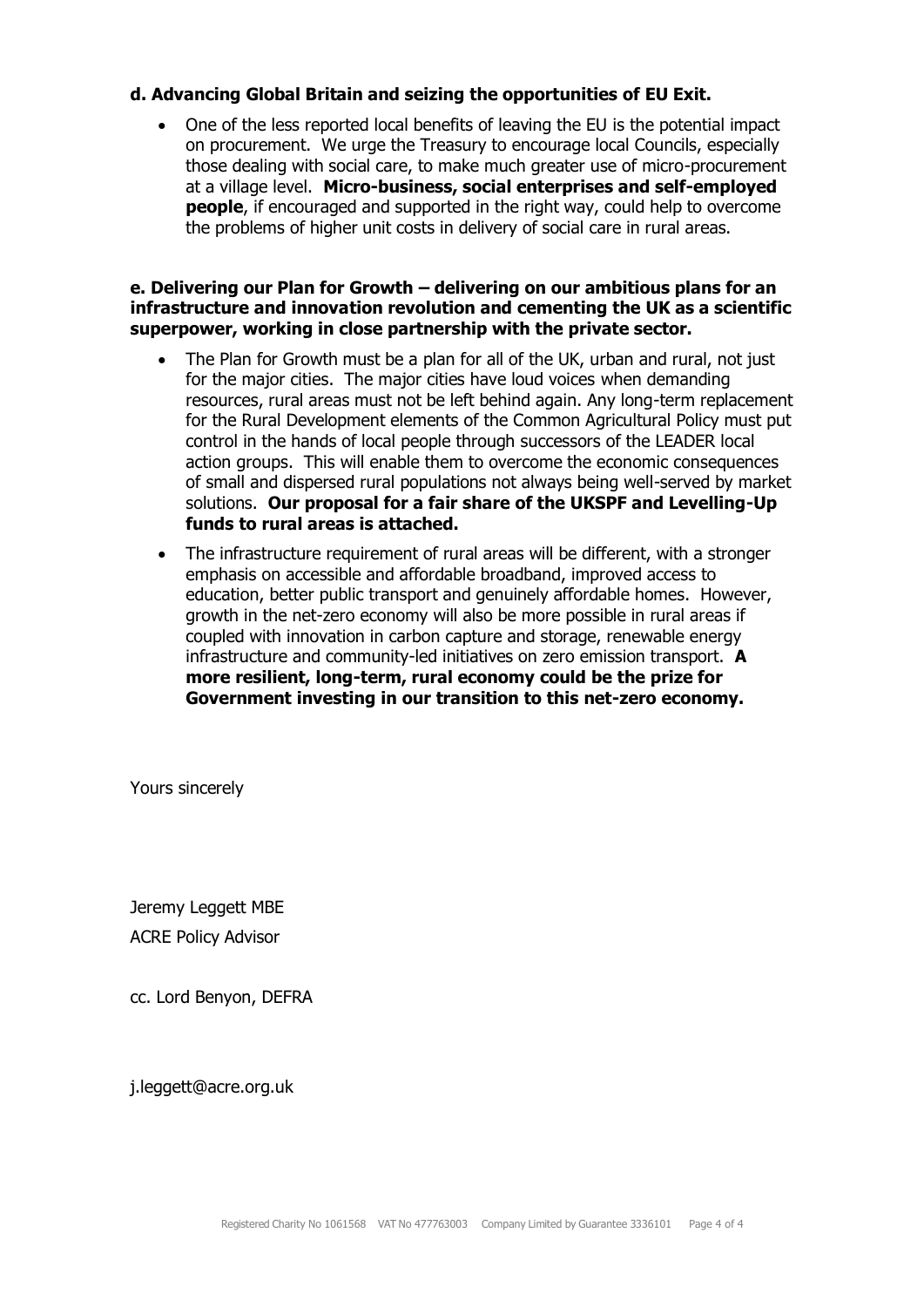**d. Advancing Global Britain and seizing the opportunities of EU Exit.**

- One of the less reported local benefits of leaving the EU is the potential impact on procurement. We urge the Treasury to encourage local Councils, especially those dealing with social care, to make much greater use of micro-procurement at a village level. **Micro-business, social enterprises and self-employed people**, if encouraged and supported in the right way, could help to overcome the problems of higher unit costs in delivery of social care in rural areas.

**e. Delivering our Plan for Growth – delivering on our ambitious plans for an infrastructure and innovation revolution and cementing the UK as a scientific superpower, working in close partnership with the private sector.**

- The Plan for Growth must be a plan for all of the UK, urban and rural, not just for the major cities. The major cities have loud voices when demanding resources, rural areas must not be left behind again. Any long-term replacement for the Rural Development elements of the Common Agricultural Policy must put control in the hands of local people through successors of the LEADER local action groups. This will enable them to overcome the economic consequences of small and dispersed rural populations not always being well-served by market solutions. **Our proposal for a fair share of the UKSPF and Levelling-Up funds to rural areas is attached.**
- The infrastructure requirement of rural areas will be different, with a stronger emphasis on accessible and affordable broadband, improved access to education, better public transport and genuinely affordable homes. However, growth in the net-zero economy will also be more possible in rural areas if coupled with innovation in carbon capture and storage, renewable energy infrastructure and community-led initiatives on zero emission transport. **A more resilient, long-term, rural economy could be the prize for Government investing in our transition to this net-zero economy.**

Yours sincerely

Jeremy Leggett MBE

ACRE Policy Advisor

cc. Lord Benyon, DEFRA

j.leggett@acre.org.uk

Registered Charity No 1061568 VAT No 477763003 Company Limited by Guarantee 3336101